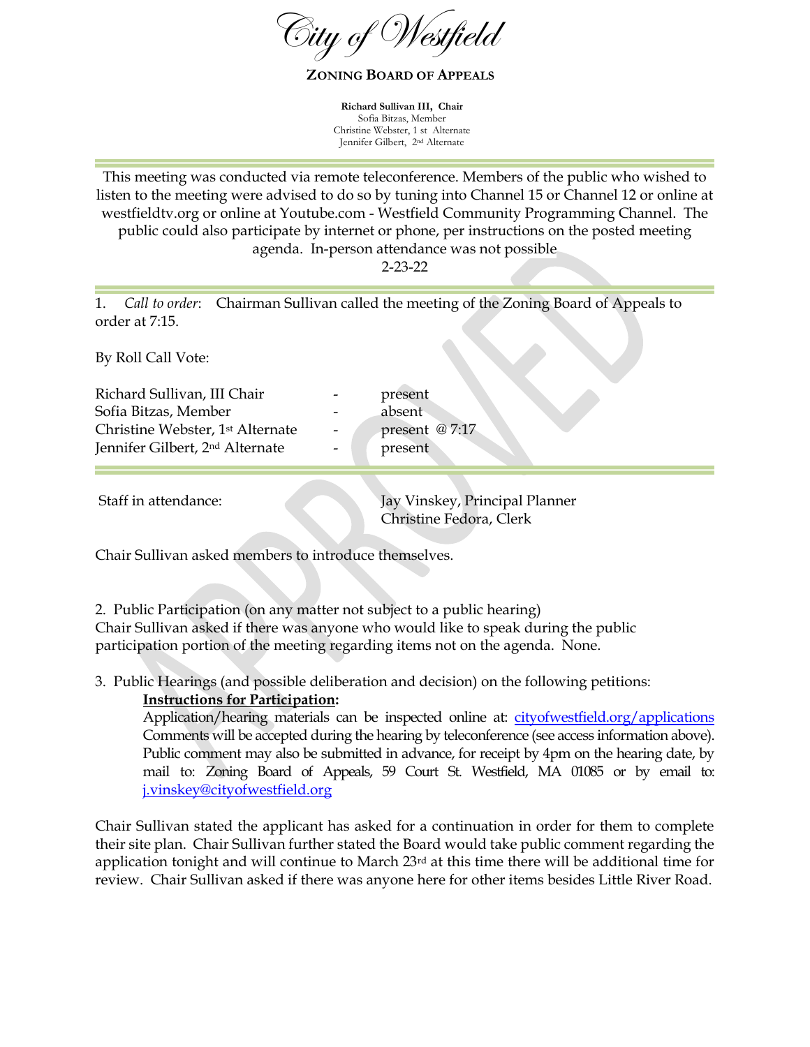# City of Westfield

## ZONING BOARD OF APPEALS

**Richard Sullivan III, Chair**
Sofia Bitzas, Member
Christine Webster, 1 st Alternate
Jennifer Gilbert, 2nd Alternate

This meeting was conducted via remote teleconference. Members of the public who wished to listen to the meeting were advised to do so by tuning into Channel 15 or Channel 12 or online at westfieldtv.org or online at Youtube.com - Westfield Community Programming Channel. The public could also participate by internet or phone, per instructions on the posted meeting agenda. In-person attendance was not possible

2-23-22

1. *Call to order*: Chairman Sullivan called the meeting of the Zoning Board of Appeals to order at 7:15.

By Roll Call Vote:

| | | |
|---|---|---|
| Richard Sullivan, III Chair | - | present |
| Sofia Bitzas, Member | - | absent |
| Christine Webster, 1st Alternate | - | present @ 7:17 |
| Jennifer Gilbert, 2nd Alternate | - | present |

Staff in attendance: Jay Vinskey, Principal Planner
Christine Fedora, Clerk

Chair Sullivan asked members to introduce themselves.

2. Public Participation (on any matter not subject to a public hearing)
Chair Sullivan asked if there was anyone who would like to speak during the public participation portion of the meeting regarding items not on the agenda. None.

3. Public Hearings (and possible deliberation and decision) on the following petitions:

**Instructions for Participation:**
Application/hearing materials can be inspected online at: cityofwestfield.org/applications
Comments will be accepted during the hearing by teleconference (see access information above). Public comment may also be submitted in advance, for receipt by 4pm on the hearing date, by mail to: Zoning Board of Appeals, 59 Court St. Westfield, MA 01085 or by email to: j.vinskey@cityofwestfield.org

Chair Sullivan stated the applicant has asked for a continuation in order for them to complete their site plan. Chair Sullivan further stated the Board would take public comment regarding the application tonight and will continue to March 23rd at this time there will be additional time for review. Chair Sullivan asked if there was anyone here for other items besides Little River Road.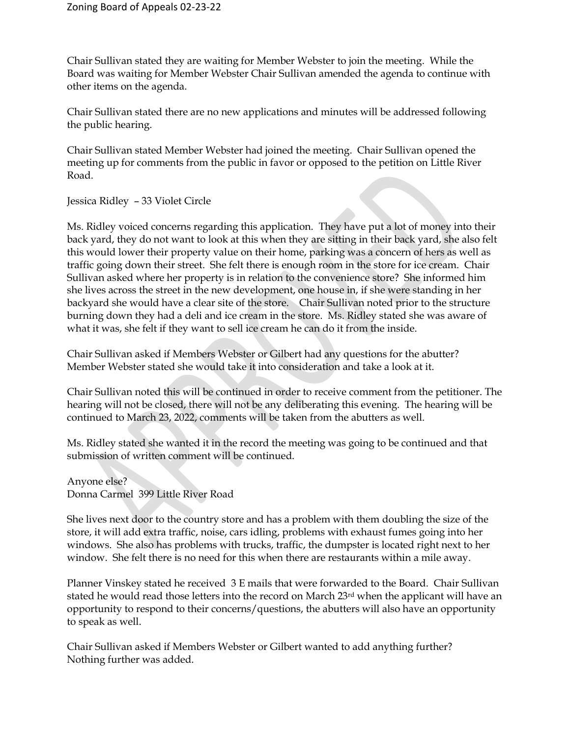Chair Sullivan stated they are waiting for Member Webster to join the meeting. While the Board was waiting for Member Webster Chair Sullivan amended the agenda to continue with other items on the agenda.

Chair Sullivan stated there are no new applications and minutes will be addressed following the public hearing.

Chair Sullivan stated Member Webster had joined the meeting. Chair Sullivan opened the meeting up for comments from the public in favor or opposed to the petition on Little River Road.

Jessica Ridley – 33 Violet Circle

Ms. Ridley voiced concerns regarding this application. They have put a lot of money into their back yard, they do not want to look at this when they are sitting in their back yard, she also felt this would lower their property value on their home, parking was a concern of hers as well as traffic going down their street. She felt there is enough room in the store for ice cream. Chair Sullivan asked where her property is in relation to the convenience store? She informed him she lives across the street in the new development, one house in, if she were standing in her backyard she would have a clear site of the store. Chair Sullivan noted prior to the structure burning down they had a deli and ice cream in the store. Ms. Ridley stated she was aware of what it was, she felt if they want to sell ice cream he can do it from the inside.

Chair Sullivan asked if Members Webster or Gilbert had any questions for the abutter? Member Webster stated she would take it into consideration and take a look at it.

Chair Sullivan noted this will be continued in order to receive comment from the petitioner. The hearing will not be closed, there will not be any deliberating this evening. The hearing will be continued to March 23, 2022, comments will be taken from the abutters as well.

Ms. Ridley stated she wanted it in the record the meeting was going to be continued and that submission of written comment will be continued.

Anyone else?
Donna Carmel 399 Little River Road

She lives next door to the country store and has a problem with them doubling the size of the store, it will add extra traffic, noise, cars idling, problems with exhaust fumes going into her windows. She also has problems with trucks, traffic, the dumpster is located right next to her window. She felt there is no need for this when there are restaurants within a mile away.

Planner Vinskey stated he received 3 E mails that were forwarded to the Board. Chair Sullivan stated he would read those letters into the record on March 23rd when the applicant will have an opportunity to respond to their concerns/questions, the abutters will also have an opportunity to speak as well.

Chair Sullivan asked if Members Webster or Gilbert wanted to add anything further? Nothing further was added.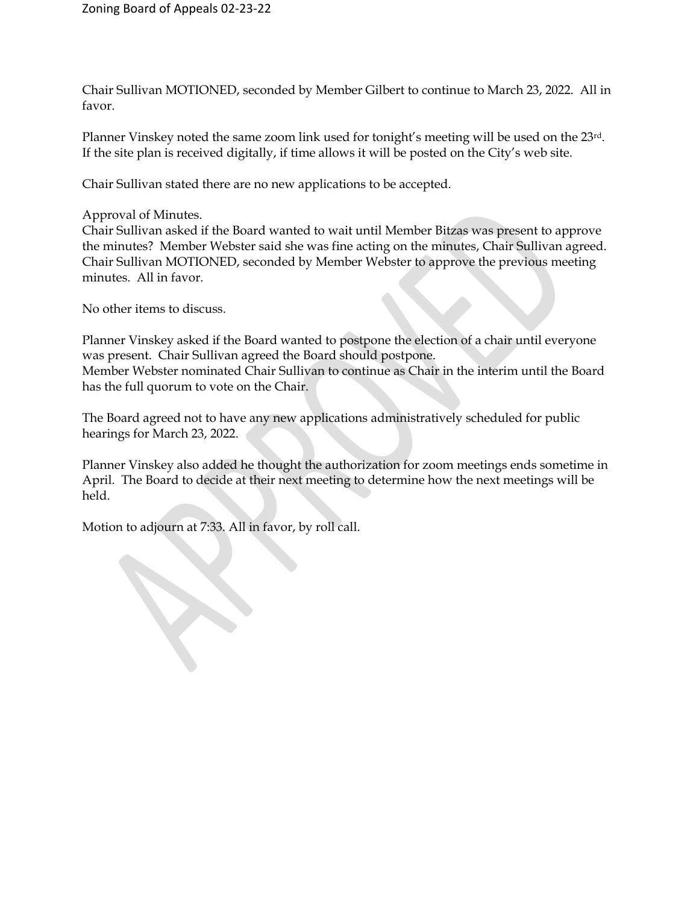Chair Sullivan MOTIONED, seconded by Member Gilbert to continue to March 23, 2022. All in favor.

Planner Vinskey noted the same zoom link used for tonight's meeting will be used on the 23rd. If the site plan is received digitally, if time allows it will be posted on the City's web site.

Chair Sullivan stated there are no new applications to be accepted.

Approval of Minutes.
Chair Sullivan asked if the Board wanted to wait until Member Bitzas was present to approve the minutes? Member Webster said she was fine acting on the minutes, Chair Sullivan agreed. Chair Sullivan MOTIONED, seconded by Member Webster to approve the previous meeting minutes. All in favor.

No other items to discuss.

Planner Vinskey asked if the Board wanted to postpone the election of a chair until everyone was present. Chair Sullivan agreed the Board should postpone.
Member Webster nominated Chair Sullivan to continue as Chair in the interim until the Board has the full quorum to vote on the Chair.

The Board agreed not to have any new applications administratively scheduled for public hearings for March 23, 2022.

Planner Vinskey also added he thought the authorization for zoom meetings ends sometime in April. The Board to decide at their next meeting to determine how the next meetings will be held.

Motion to adjourn at 7:33. All in favor, by roll call.